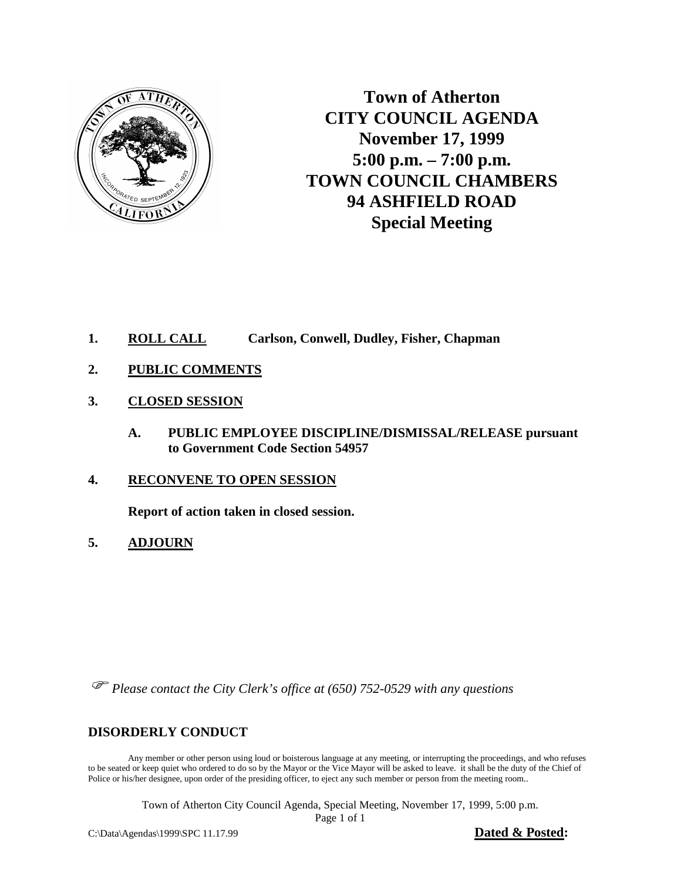# Town of Atherton
# CITY COUNCIL AGENDA
# November 17, 1999
# 5:00 p.m. – 7:00 p.m.
# TOWN COUNCIL CHAMBERS
# 94 ASHFIELD ROAD
# Special Meeting

1. **ROLL CALL** **Carlson, Conwell, Dudley, Fisher, Chapman**

2. **PUBLIC COMMENTS**

3. **CLOSED SESSION**

   **A. PUBLIC EMPLOYEE DISCIPLINE/DISMISSAL/RELEASE pursuant to Government Code Section 54957**

4. **RECONVENE TO OPEN SESSION**

   **Report of action taken in closed session.**

5. **ADJOURN**

☞ *Please contact the City Clerk's office at (650) 752-0529 with any questions*

## DISORDERLY CONDUCT

Any member or other person using loud or boisterous language at any meeting, or interrupting the proceedings, and who refuses to be seated or keep quiet who ordered to do so by the Mayor or the Vice Mayor will be asked to leave. it shall be the duty of the Chief of Police or his/her designee, upon order of the presiding officer, to eject any such member or person from the meeting room..

Town of Atherton City Council Agenda, Special Meeting, November 17, 1999, 5:00 p.m.

C:\Data\Agendas\1999\SPC 11.17.99

**Dated & Posted:**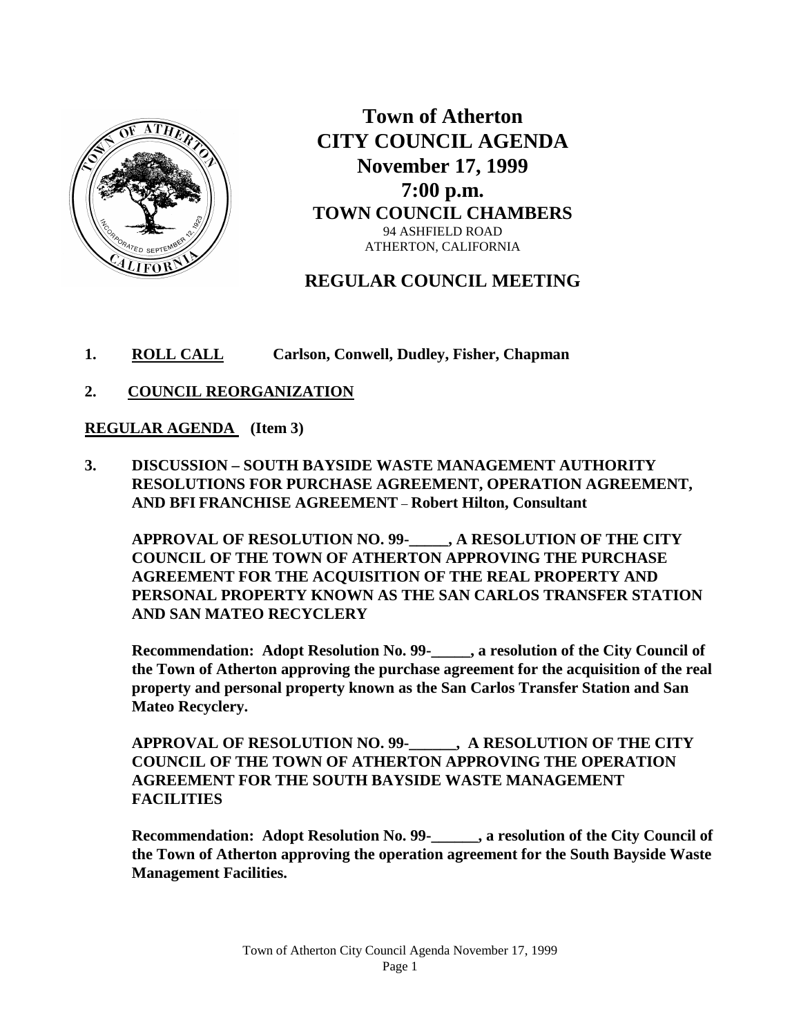# Town of Atherton
# CITY COUNCIL AGENDA
## November 17, 1999
## 7:00 p.m.
## TOWN COUNCIL CHAMBERS

94 ASHFIELD ROAD
ATHERTON, CALIFORNIA

## REGULAR COUNCIL MEETING

1. **ROLL CALL** **Carlson, Conwell, Dudley, Fisher, Chapman**

2. **COUNCIL REORGANIZATION**

**REGULAR AGENDA (Item 3)**

3. **DISCUSSION – SOUTH BAYSIDE WASTE MANAGEMENT AUTHORITY RESOLUTIONS FOR PURCHASE AGREEMENT, OPERATION AGREEMENT, AND BFI FRANCHISE AGREEMENT – Robert Hilton, Consultant**

   **APPROVAL OF RESOLUTION NO. 99-_____, A RESOLUTION OF THE CITY COUNCIL OF THE TOWN OF ATHERTON APPROVING THE PURCHASE AGREEMENT FOR THE ACQUISITION OF THE REAL PROPERTY AND PERSONAL PROPERTY KNOWN AS THE SAN CARLOS TRANSFER STATION AND SAN MATEO RECYCLERY**

   **Recommendation: Adopt Resolution No. 99-_____, a resolution of the City Council of the Town of Atherton approving the purchase agreement for the acquisition of the real property and personal property known as the San Carlos Transfer Station and San Mateo Recyclery.**

   **APPROVAL OF RESOLUTION NO. 99-______, A RESOLUTION OF THE CITY COUNCIL OF THE TOWN OF ATHERTON APPROVING THE OPERATION AGREEMENT FOR THE SOUTH BAYSIDE WASTE MANAGEMENT FACILITIES**

   **Recommendation: Adopt Resolution No. 99-______, a resolution of the City Council of the Town of Atherton approving the operation agreement for the South Bayside Waste Management Facilities.**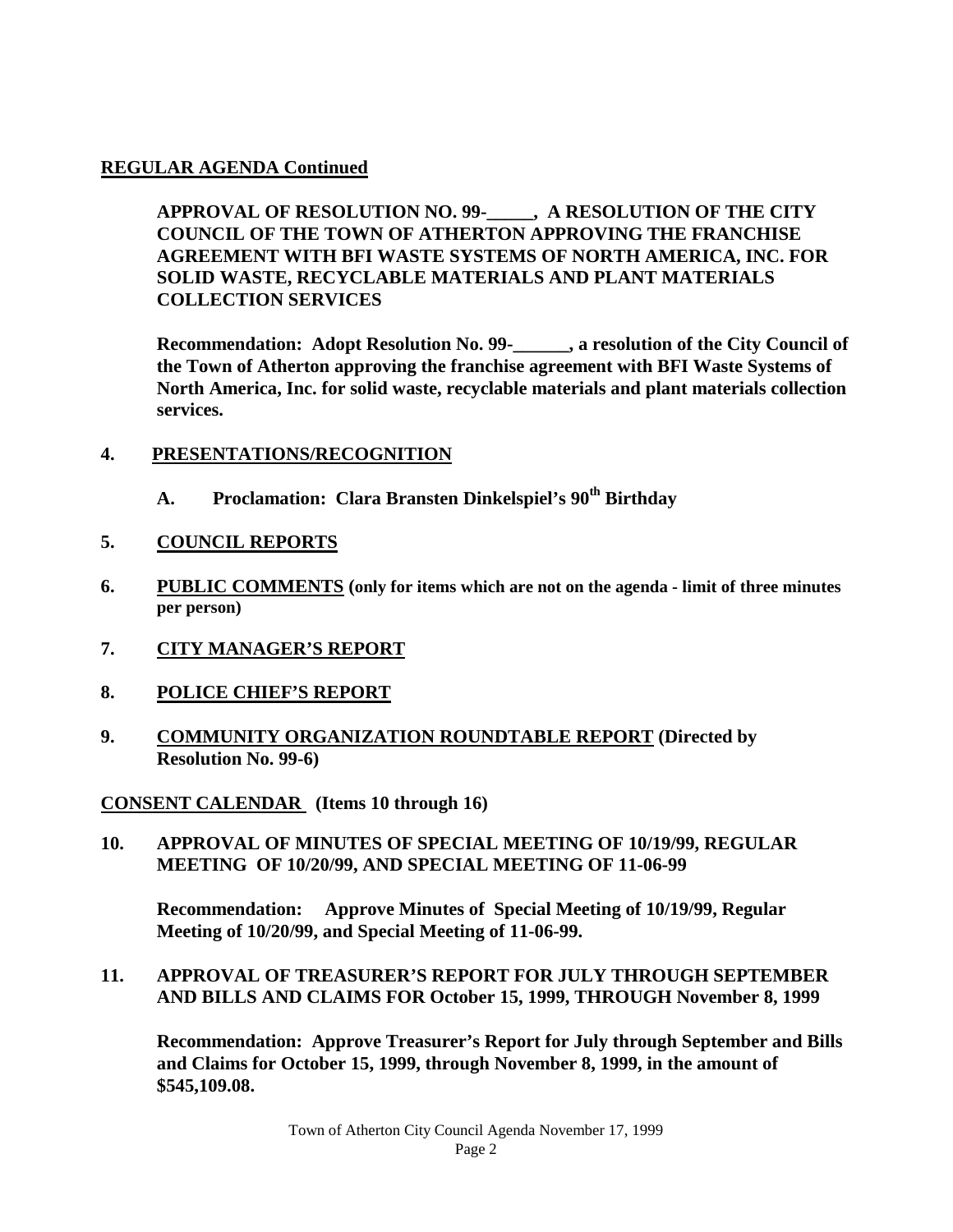**REGULAR AGENDA Continued**

**APPROVAL OF RESOLUTION NO. 99-_____, A RESOLUTION OF THE CITY COUNCIL OF THE TOWN OF ATHERTON APPROVING THE FRANCHISE AGREEMENT WITH BFI WASTE SYSTEMS OF NORTH AMERICA, INC. FOR SOLID WASTE, RECYCLABLE MATERIALS AND PLANT MATERIALS COLLECTION SERVICES**

**Recommendation: Adopt Resolution No. 99-______, a resolution of the City Council of the Town of Atherton approving the franchise agreement with BFI Waste Systems of North America, Inc. for solid waste, recyclable materials and plant materials collection services.**

**4. PRESENTATIONS/RECOGNITION**

**A. Proclamation: Clara Bransten Dinkelspiel's 90th Birthday**

**5. COUNCIL REPORTS**

**6. PUBLIC COMMENTS (only for items which are not on the agenda - limit of three minutes per person)**

**7. CITY MANAGER'S REPORT**

**8. POLICE CHIEF'S REPORT**

**9. COMMUNITY ORGANIZATION ROUNDTABLE REPORT (Directed by Resolution No. 99-6)**

**CONSENT CALENDAR (Items 10 through 16)**

**10. APPROVAL OF MINUTES OF SPECIAL MEETING OF 10/19/99, REGULAR MEETING OF 10/20/99, AND SPECIAL MEETING OF 11-06-99**

**Recommendation: Approve Minutes of Special Meeting of 10/19/99, Regular Meeting of 10/20/99, and Special Meeting of 11-06-99.**

**11. APPROVAL OF TREASURER'S REPORT FOR JULY THROUGH SEPTEMBER AND BILLS AND CLAIMS FOR October 15, 1999, THROUGH November 8, 1999**

**Recommendation: Approve Treasurer's Report for July through September and Bills and Claims for October 15, 1999, through November 8, 1999, in the amount of $545,109.08.**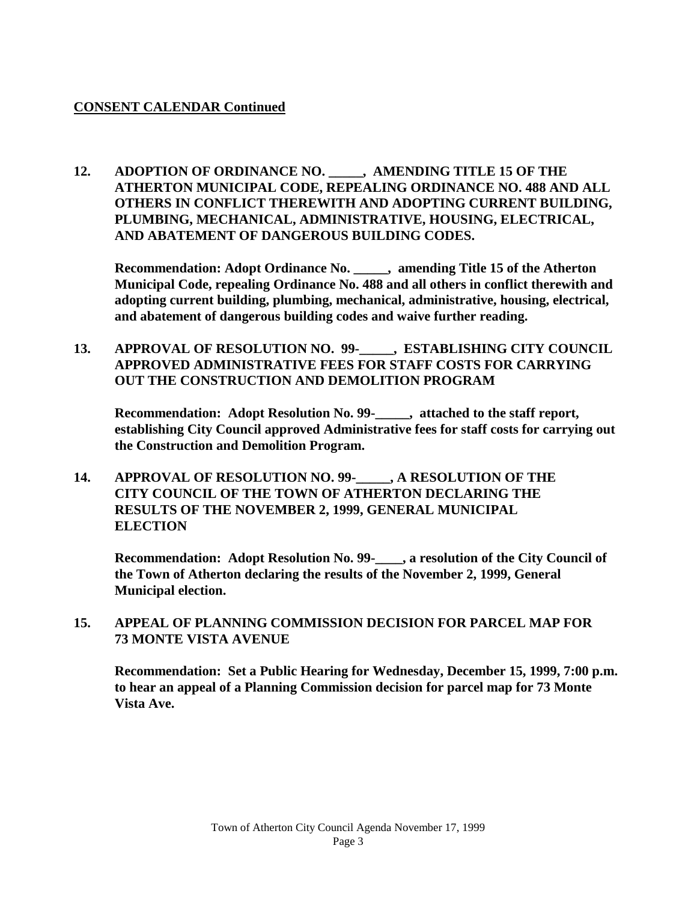**CONSENT CALENDAR Continued**

**12. ADOPTION OF ORDINANCE NO. _____, AMENDING TITLE 15 OF THE ATHERTON MUNICIPAL CODE, REPEALING ORDINANCE NO. 488 AND ALL OTHERS IN CONFLICT THEREWITH AND ADOPTING CURRENT BUILDING, PLUMBING, MECHANICAL, ADMINISTRATIVE, HOUSING, ELECTRICAL, AND ABATEMENT OF DANGEROUS BUILDING CODES.**

**Recommendation: Adopt Ordinance No. _____, amending Title 15 of the Atherton Municipal Code, repealing Ordinance No. 488 and all others in conflict therewith and adopting current building, plumbing, mechanical, administrative, housing, electrical, and abatement of dangerous building codes and waive further reading.**

**13. APPROVAL OF RESOLUTION NO. 99-_____, ESTABLISHING CITY COUNCIL APPROVED ADMINISTRATIVE FEES FOR STAFF COSTS FOR CARRYING OUT THE CONSTRUCTION AND DEMOLITION PROGRAM**

**Recommendation: Adopt Resolution No. 99-_____, attached to the staff report, establishing City Council approved Administrative fees for staff costs for carrying out the Construction and Demolition Program.**

**14. APPROVAL OF RESOLUTION NO. 99-_____, A RESOLUTION OF THE CITY COUNCIL OF THE TOWN OF ATHERTON DECLARING THE RESULTS OF THE NOVEMBER 2, 1999, GENERAL MUNICIPAL ELECTION**

**Recommendation: Adopt Resolution No. 99-____, a resolution of the City Council of the Town of Atherton declaring the results of the November 2, 1999, General Municipal election.**

**15. APPEAL OF PLANNING COMMISSION DECISION FOR PARCEL MAP FOR 73 MONTE VISTA AVENUE**

**Recommendation: Set a Public Hearing for Wednesday, December 15, 1999, 7:00 p.m. to hear an appeal of a Planning Commission decision for parcel map for 73 Monte Vista Ave.**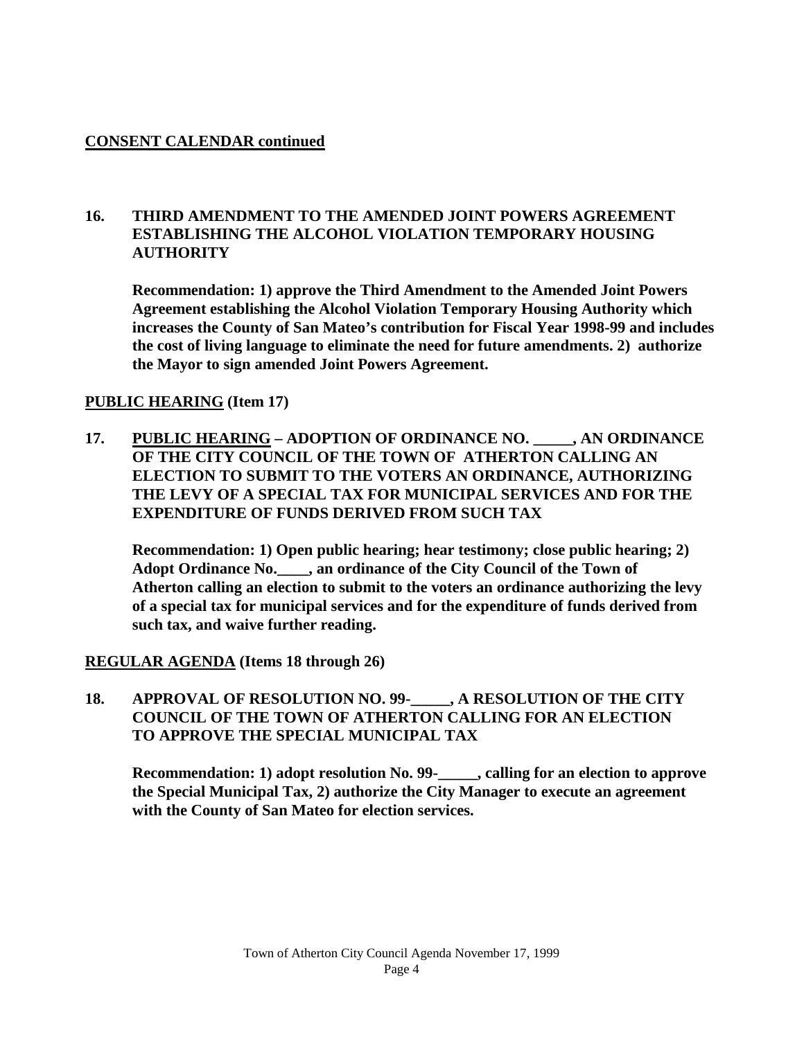**CONSENT CALENDAR continued**

**16. THIRD AMENDMENT TO THE AMENDED JOINT POWERS AGREEMENT ESTABLISHING THE ALCOHOL VIOLATION TEMPORARY HOUSING AUTHORITY**

**Recommendation: 1) approve the Third Amendment to the Amended Joint Powers Agreement establishing the Alcohol Violation Temporary Housing Authority which increases the County of San Mateo's contribution for Fiscal Year 1998-99 and includes the cost of living language to eliminate the need for future amendments. 2) authorize the Mayor to sign amended Joint Powers Agreement.**

**PUBLIC HEARING (Item 17)**

**17. PUBLIC HEARING – ADOPTION OF ORDINANCE NO. _____, AN ORDINANCE OF THE CITY COUNCIL OF THE TOWN OF ATHERTON CALLING AN ELECTION TO SUBMIT TO THE VOTERS AN ORDINANCE, AUTHORIZING THE LEVY OF A SPECIAL TAX FOR MUNICIPAL SERVICES AND FOR THE EXPENDITURE OF FUNDS DERIVED FROM SUCH TAX**

**Recommendation: 1) Open public hearing; hear testimony; close public hearing; 2) Adopt Ordinance No.____, an ordinance of the City Council of the Town of Atherton calling an election to submit to the voters an ordinance authorizing the levy of a special tax for municipal services and for the expenditure of funds derived from such tax, and waive further reading.**

**REGULAR AGENDA (Items 18 through 26)**

**18. APPROVAL OF RESOLUTION NO. 99-_____, A RESOLUTION OF THE CITY COUNCIL OF THE TOWN OF ATHERTON CALLING FOR AN ELECTION TO APPROVE THE SPECIAL MUNICIPAL TAX**

**Recommendation: 1) adopt resolution No. 99-_____, calling for an election to approve the Special Municipal Tax, 2) authorize the City Manager to execute an agreement with the County of San Mateo for election services.**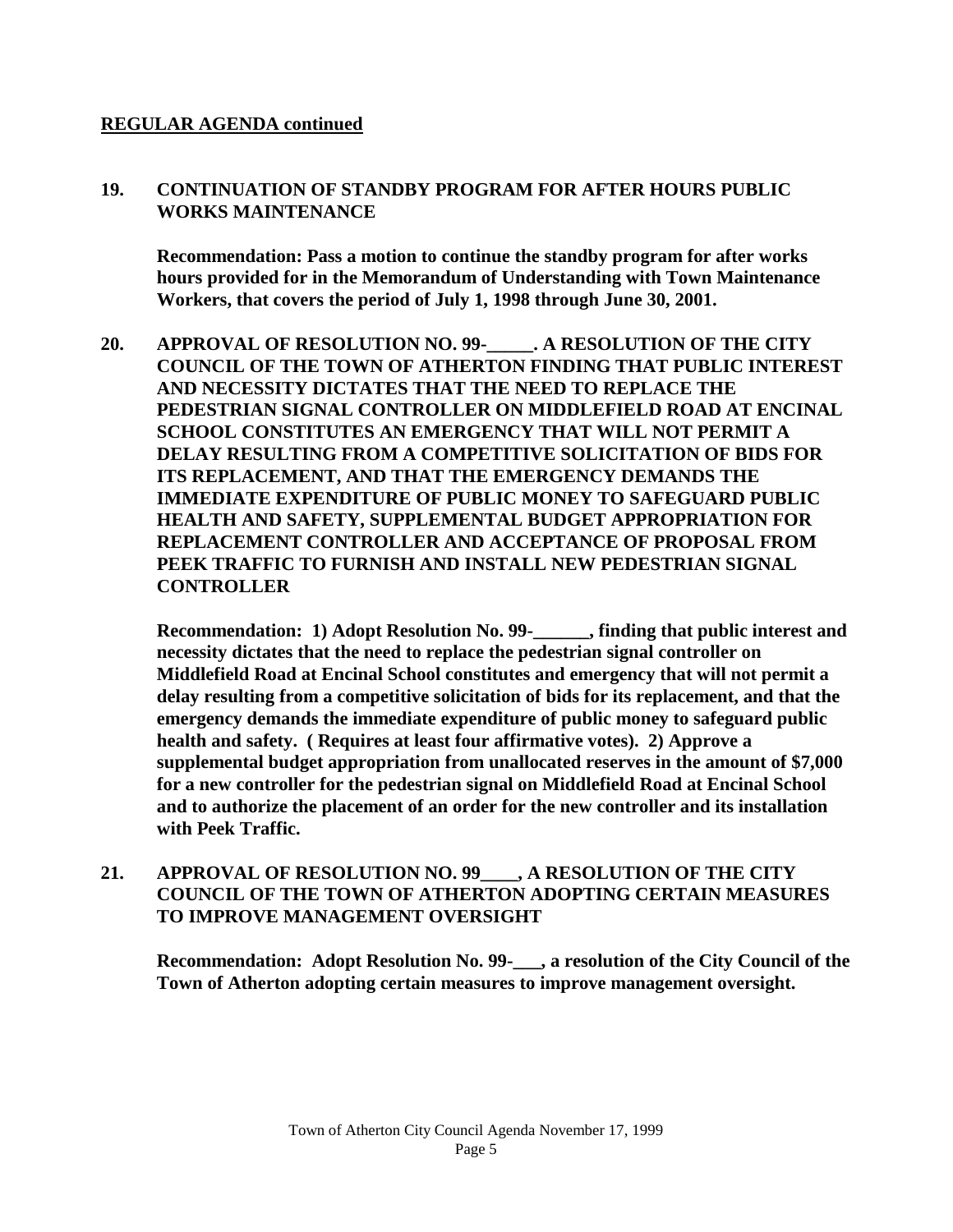**REGULAR AGENDA continued**

**19. CONTINUATION OF STANDBY PROGRAM FOR AFTER HOURS PUBLIC WORKS MAINTENANCE**

**Recommendation: Pass a motion to continue the standby program for after works hours provided for in the Memorandum of Understanding with Town Maintenance Workers, that covers the period of July 1, 1998 through June 30, 2001.**

**20. APPROVAL OF RESOLUTION NO. 99-_____. A RESOLUTION OF THE CITY COUNCIL OF THE TOWN OF ATHERTON FINDING THAT PUBLIC INTEREST AND NECESSITY DICTATES THAT THE NEED TO REPLACE THE PEDESTRIAN SIGNAL CONTROLLER ON MIDDLEFIELD ROAD AT ENCINAL SCHOOL CONSTITUTES AN EMERGENCY THAT WILL NOT PERMIT A DELAY RESULTING FROM A COMPETITIVE SOLICITATION OF BIDS FOR ITS REPLACEMENT, AND THAT THE EMERGENCY DEMANDS THE IMMEDIATE EXPENDITURE OF PUBLIC MONEY TO SAFEGUARD PUBLIC HEALTH AND SAFETY, SUPPLEMENTAL BUDGET APPROPRIATION FOR REPLACEMENT CONTROLLER AND ACCEPTANCE OF PROPOSAL FROM PEEK TRAFFIC TO FURNISH AND INSTALL NEW PEDESTRIAN SIGNAL CONTROLLER**

**Recommendation: 1) Adopt Resolution No. 99-______, finding that public interest and necessity dictates that the need to replace the pedestrian signal controller on Middlefield Road at Encinal School constitutes and emergency that will not permit a delay resulting from a competitive solicitation of bids for its replacement, and that the emergency demands the immediate expenditure of public money to safeguard public health and safety. ( Requires at least four affirmative votes). 2) Approve a supplemental budget appropriation from unallocated reserves in the amount of $7,000 for a new controller for the pedestrian signal on Middlefield Road at Encinal School and to authorize the placement of an order for the new controller and its installation with Peek Traffic.**

**21. APPROVAL OF RESOLUTION NO. 99____, A RESOLUTION OF THE CITY COUNCIL OF THE TOWN OF ATHERTON ADOPTING CERTAIN MEASURES TO IMPROVE MANAGEMENT OVERSIGHT**

**Recommendation: Adopt Resolution No. 99-___, a resolution of the City Council of the Town of Atherton adopting certain measures to improve management oversight.**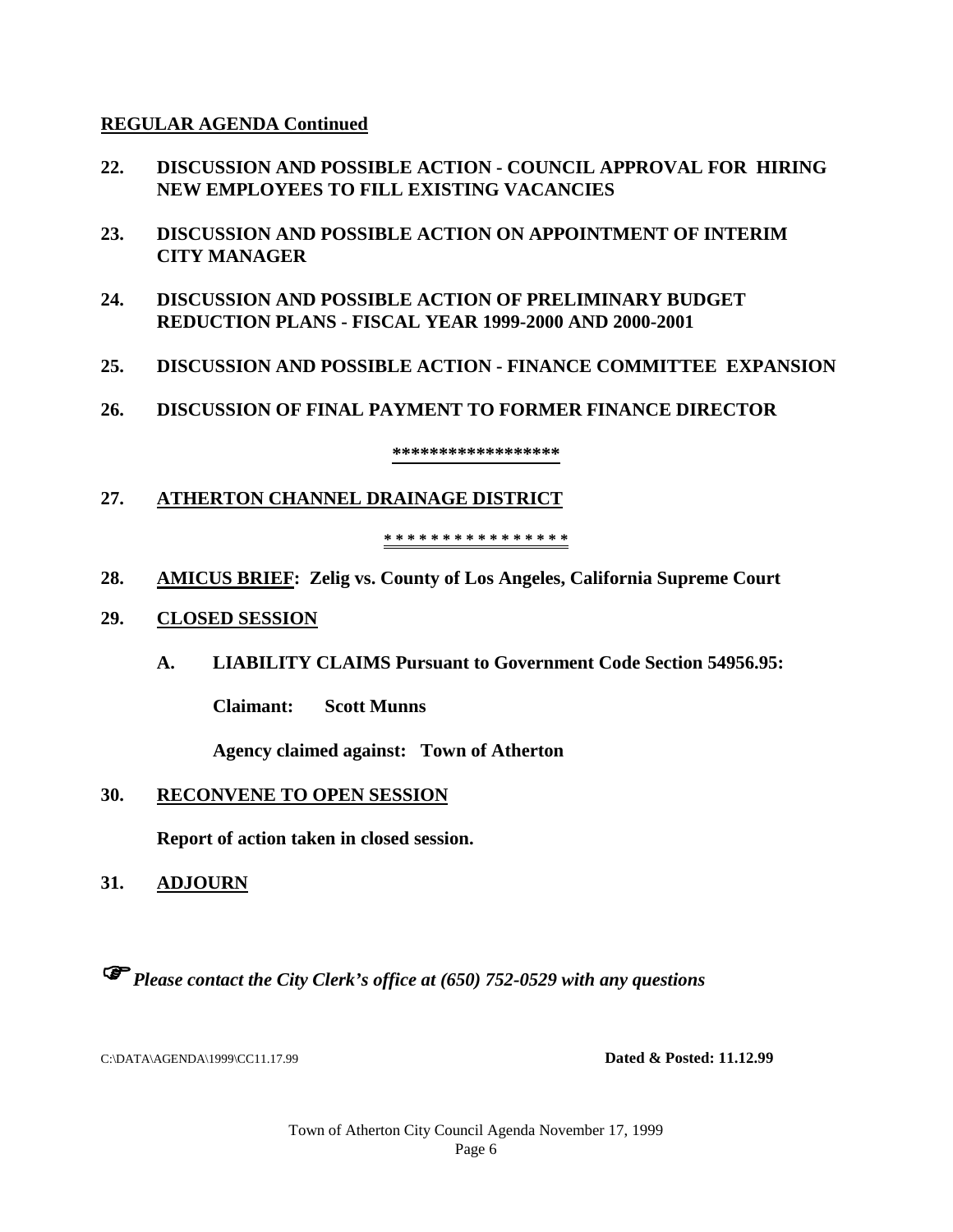**REGULAR AGENDA Continued**

**22. DISCUSSION AND POSSIBLE ACTION - COUNCIL APPROVAL FOR HIRING NEW EMPLOYEES TO FILL EXISTING VACANCIES**

**23. DISCUSSION AND POSSIBLE ACTION ON APPOINTMENT OF INTERIM CITY MANAGER**

**24. DISCUSSION AND POSSIBLE ACTION OF PRELIMINARY BUDGET REDUCTION PLANS - FISCAL YEAR 1999-2000 AND 2000-2001**

**25. DISCUSSION AND POSSIBLE ACTION - FINANCE COMMITTEE EXPANSION**

**26. DISCUSSION OF FINAL PAYMENT TO FORMER FINANCE DIRECTOR**

**\*\*\*\*\*\*\*\*\*\*\*\*\*\*\*\*\*\***

**27. ATHERTON CHANNEL DRAINAGE DISTRICT**

**\* \* \* \* \* \* \* \* \* \* \* \* \* \* \* \***

**28. AMICUS BRIEF: Zelig vs. County of Los Angeles, California Supreme Court**

**29. CLOSED SESSION**

**A. LIABILITY CLAIMS Pursuant to Government Code Section 54956.95:**

**Claimant: Scott Munns**

**Agency claimed against: Town of Atherton**

**30. RECONVENE TO OPEN SESSION**

**Report of action taken in closed session.**

**31. ADJOURN**

☞ ***Please contact the City Clerk's office at (650) 752-0529 with any questions***

C:\DATA\AGENDA\1999\CC11.17.99 **Dated & Posted: 11.12.99**